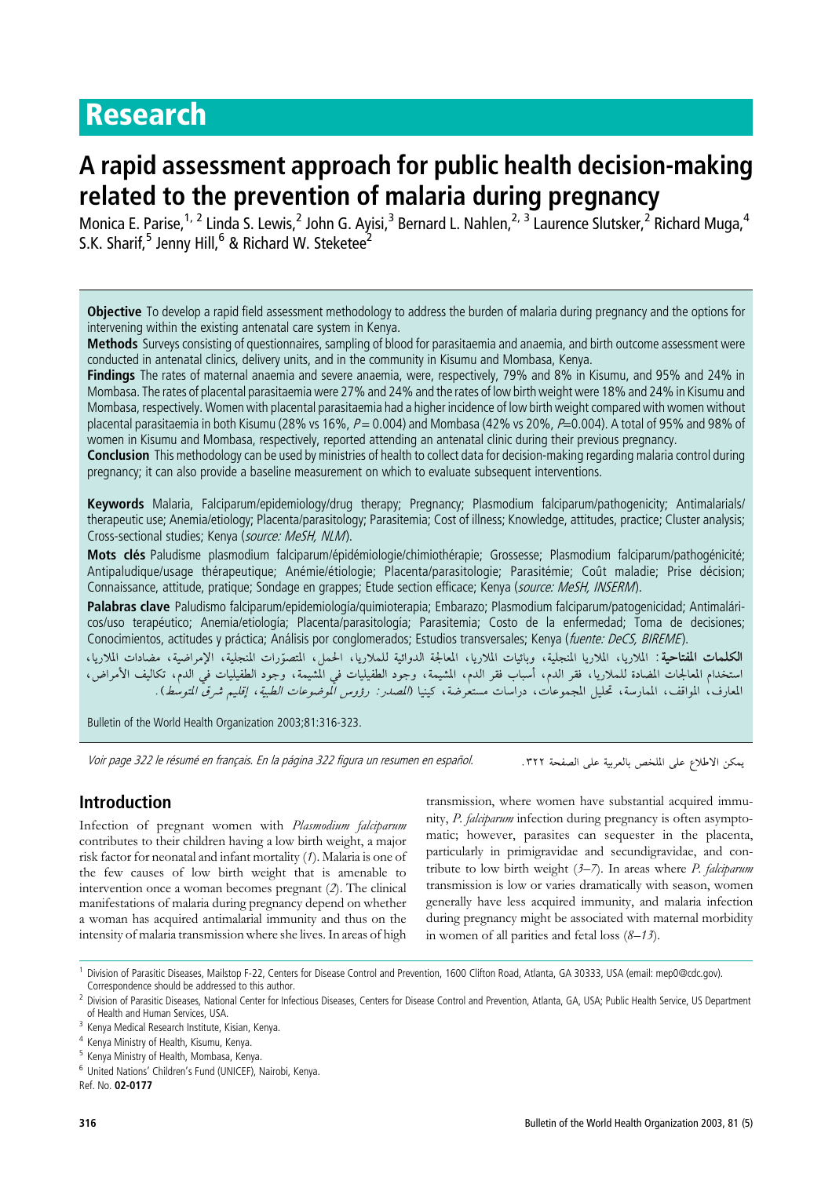# Research

# A rapid assessment approach for public health decision-making related to the prevention of malaria during pregnancy

Monica E. Parise,[1,2] Linda S. Lewis,[2] John G. Ayisi,[3] Bernard L. Nahlen,[2,3] Laurence Slutsker,[2] Richard Muga,[4] S.K. Sharif,[5] Jenny Hill,[6] & Richard W. Steketee[2]

**Objective** To develop a rapid field assessment methodology to address the burden of malaria during pregnancy and the options for intervening within the existing antenatal care system in Kenya.

**Methods** Surveys consisting of questionnaires, sampling of blood for parasitaemia and anaemia, and birth outcome assessment were conducted in antenatal clinics, delivery units, and in the community in Kisumu and Mombasa, Kenya.

**Findings** The rates of maternal anaemia and severe anaemia, were, respectively, 79% and 8% in Kisumu, and 95% and 24% in Mombasa. The rates of placental parasitaemia were 27% and 24% and the rates of low birth weight were 18% and 24% in Kisumu and Mombasa, respectively. Women with placental parasitaemia had a higher incidence of low birth weight compared with women without placental parasitaemia in both Kisumu (28% vs 16%, $P = 0.004$) and Mombasa (42% vs 20%, $P=0.004$). A total of 95% and 98% of women in Kisumu and Mombasa, respectively, reported attending an antenatal clinic during their previous pregnancy.

**Conclusion** This methodology can be used by ministries of health to collect data for decision-making regarding malaria control during pregnancy; it can also provide a baseline measurement on which to evaluate subsequent interventions.

**Keywords** Malaria, Falciparum/epidemiology/drug therapy; Pregnancy; Plasmodium falciparum/pathogenicity; Antimalarials/therapeutic use; Anemia/etiology; Placenta/parasitology; Parasitemia; Cost of illness; Knowledge, attitudes, practice; Cluster analysis; Cross-sectional studies; Kenya (*source: MeSH, NLM*).

**Mots clés** Paludisme plasmodium falciparum/épidémiologie/chimiothérapie; Grossesse; Plasmodium falciparum/pathogénicité; Antipaludique/usage thérapeutique; Anémie/étiologie; Placenta/parasitologie; Parasitémie; Coût maladie; Prise décision; Connaissance, attitude, pratique; Sondage en grappes; Etude section efficace; Kenya (*source: MeSH, INSERM*).

**Palabras clave** Paludismo falciparum/epidemiología/quimioterapia; Embarazo; Plasmodium falciparum/patogenicidad; Antimaláricos/uso terapéutico; Anemia/etiología; Placenta/parasitología; Parasitemia; Costo de la enfermedad; Toma de decisiones; Conocimientos, actitudes y práctica; Análisis por conglomerados; Estudios transversales; Kenya (*fuente: DeCS, BIREME*).

**الكلمات المفتاحية**: الملاريا، الملاريا المنجلية، وبائيات الملاريا، المعالجة الدوائية للملاريا، الحمل، المتصوّرات المنجلية، الإمراضية، مضادات الملاريا، استخدام المعالجات المضادة للملاريا، فقر الدم، أسباب فقر الدم، المشيمة، وجود الطفيليات في المشيمة، وجود الطفيليات في الدم، تكاليف الأمراض، المعارف، المواقف، الممارسة، تحليل المجموعات، دراسات مستعرضة، كينيا (*المصدر: رؤوس الموضوعات الطبية، إقليم شرق المتوسط*).

Bulletin of the World Health Organization 2003;81:316-323.

*Voir page 322 le résumé en français. En la página 322 figura un resumen en español.*

يمكن الاطلاع على الملخص بالعربية على الصفحة ٣٢٢.

## Introduction

Infection of pregnant women with *Plasmodium falciparum* contributes to their children having a low birth weight, a major risk factor for neonatal and infant mortality (*1*). Malaria is one of the few causes of low birth weight that is amenable to intervention once a woman becomes pregnant (*2*). The clinical manifestations of malaria during pregnancy depend on whether a woman has acquired antimalarial immunity and thus on the intensity of malaria transmission where she lives. In areas of high transmission, where women have substantial acquired immunity, *P. falciparum* infection during pregnancy is often asymptomatic; however, parasites can sequester in the placenta, particularly in primigravidae and secundigravidae, and contribute to low birth weight (*3–7*). In areas where *P. falciparum* transmission is low or varies dramatically with season, women generally have less acquired immunity, and malaria infection during pregnancy might be associated with maternal morbidity in women of all parities and fetal loss (*8–13*).

[1] Division of Parasitic Diseases, Mailstop F-22, Centers for Disease Control and Prevention, 1600 Clifton Road, Atlanta, GA 30333, USA (email: mep0@cdc.gov). Correspondence should be addressed to this author.

[2] Division of Parasitic Diseases, National Center for Infectious Diseases, Centers for Disease Control and Prevention, Atlanta, GA, USA; Public Health Service, US Department of Health and Human Services, USA.

[3] Kenya Medical Research Institute, Kisian, Kenya.

[4] Kenya Ministry of Health, Kisumu, Kenya.

[5] Kenya Ministry of Health, Mombasa, Kenya.

[6] United Nations' Children's Fund (UNICEF), Nairobi, Kenya.

Ref. No. **02-0177**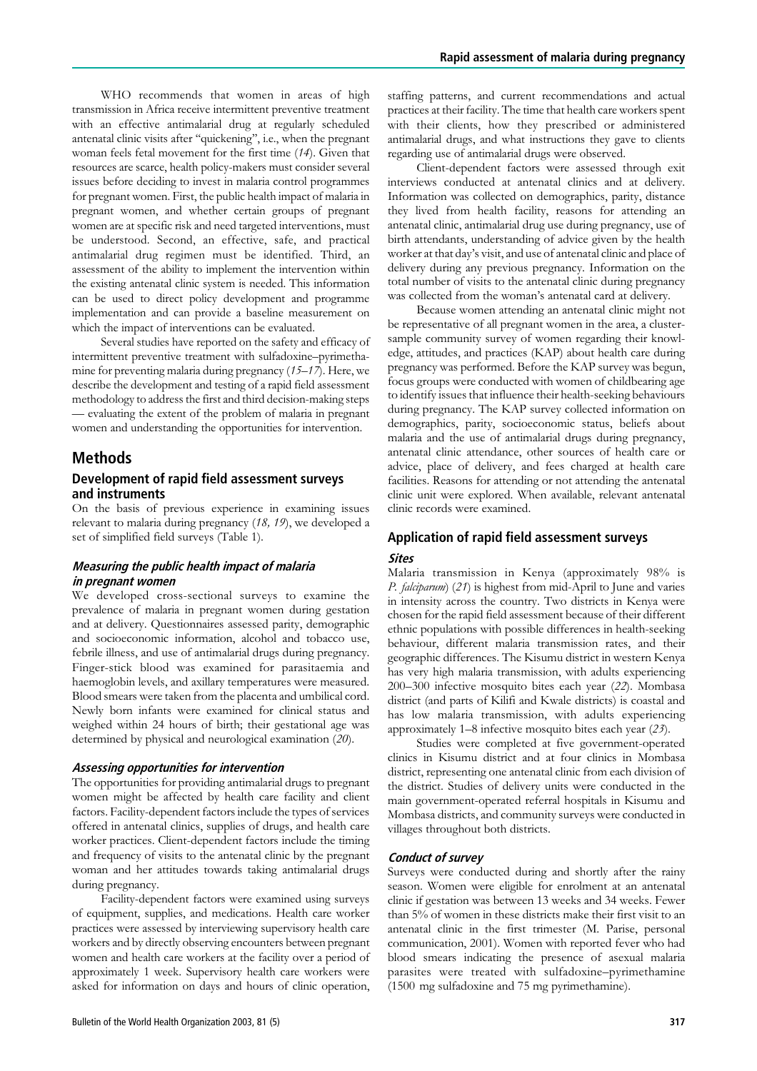WHO recommends that women in areas of high transmission in Africa receive intermittent preventive treatment with an effective antimalarial drug at regularly scheduled antenatal clinic visits after "quickening", i.e., when the pregnant woman feels fetal movement for the first time (*14*). Given that resources are scarce, health policy-makers must consider several issues before deciding to invest in malaria control programmes for pregnant women. First, the public health impact of malaria in pregnant women, and whether certain groups of pregnant women are at specific risk and need targeted interventions, must be understood. Second, an effective, safe, and practical antimalarial drug regimen must be identified. Third, an assessment of the ability to implement the intervention within the existing antenatal clinic system is needed. This information can be used to direct policy development and programme implementation and can provide a baseline measurement on which the impact of interventions can be evaluated.

Several studies have reported on the safety and efficacy of intermittent preventive treatment with sulfadoxine–pyrimethamine for preventing malaria during pregnancy (*15–17*). Here, we describe the development and testing of a rapid field assessment methodology to address the first and third decision-making steps — evaluating the extent of the problem of malaria in pregnant women and understanding the opportunities for intervention.

## Methods

### Development of rapid field assessment surveys and instruments

On the basis of previous experience in examining issues relevant to malaria during pregnancy (*18, 19*), we developed a set of simplified field surveys (Table 1).

#### *Measuring the public health impact of malaria in pregnant women*

We developed cross-sectional surveys to examine the prevalence of malaria in pregnant women during gestation and at delivery. Questionnaires assessed parity, demographic and socioeconomic information, alcohol and tobacco use, febrile illness, and use of antimalarial drugs during pregnancy. Finger-stick blood was examined for parasitaemia and haemoglobin levels, and axillary temperatures were measured. Blood smears were taken from the placenta and umbilical cord. Newly born infants were examined for clinical status and weighed within 24 hours of birth; their gestational age was determined by physical and neurological examination (*20*).

#### *Assessing opportunities for intervention*

The opportunities for providing antimalarial drugs to pregnant women might be affected by health care facility and client factors. Facility-dependent factors include the types of services offered in antenatal clinics, supplies of drugs, and health care worker practices. Client-dependent factors include the timing and frequency of visits to the antenatal clinic by the pregnant woman and her attitudes towards taking antimalarial drugs during pregnancy.

Facility-dependent factors were examined using surveys of equipment, supplies, and medications. Health care worker practices were assessed by interviewing supervisory health care workers and by directly observing encounters between pregnant women and health care workers at the facility over a period of approximately 1 week. Supervisory health care workers were asked for information on days and hours of clinic operation, staffing patterns, and current recommendations and actual practices at their facility. The time that health care workers spent with their clients, how they prescribed or administered antimalarial drugs, and what instructions they gave to clients regarding use of antimalarial drugs were observed.

Client-dependent factors were assessed through exit interviews conducted at antenatal clinics and at delivery. Information was collected on demographics, parity, distance they lived from health facility, reasons for attending an antenatal clinic, antimalarial drug use during pregnancy, use of birth attendants, understanding of advice given by the health worker at that day's visit, and use of antenatal clinic and place of delivery during any previous pregnancy. Information on the total number of visits to the antenatal clinic during pregnancy was collected from the woman's antenatal card at delivery.

Because women attending an antenatal clinic might not be representative of all pregnant women in the area, a cluster-sample community survey of women regarding their knowledge, attitudes, and practices (KAP) about health care during pregnancy was performed. Before the KAP survey was begun, focus groups were conducted with women of childbearing age to identify issues that influence their health-seeking behaviours during pregnancy. The KAP survey collected information on demographics, parity, socioeconomic status, beliefs about malaria and the use of antimalarial drugs during pregnancy, antenatal clinic attendance, other sources of health care or advice, place of delivery, and fees charged at health care facilities. Reasons for attending or not attending the antenatal clinic unit were explored. When available, relevant antenatal clinic records were examined.

### Application of rapid field assessment surveys

#### *Sites*

Malaria transmission in Kenya (approximately 98% is *P. falciparum*) (*21*) is highest from mid-April to June and varies in intensity across the country. Two districts in Kenya were chosen for the rapid field assessment because of their different ethnic populations with possible differences in health-seeking behaviour, different malaria transmission rates, and their geographic differences. The Kisumu district in western Kenya has very high malaria transmission, with adults experiencing 200–300 infective mosquito bites each year (*22*). Mombasa district (and parts of Kilifi and Kwale districts) is coastal and has low malaria transmission, with adults experiencing approximately 1–8 infective mosquito bites each year (*23*).

Studies were completed at five government-operated clinics in Kisumu district and at four clinics in Mombasa district, representing one antenatal clinic from each division of the district. Studies of delivery units were conducted in the main government-operated referral hospitals in Kisumu and Mombasa districts, and community surveys were conducted in villages throughout both districts.

#### *Conduct of survey*

Surveys were conducted during and shortly after the rainy season. Women were eligible for enrolment at an antenatal clinic if gestation was between 13 weeks and 34 weeks. Fewer than 5% of women in these districts make their first visit to an antenatal clinic in the first trimester (M. Parise, personal communication, 2001). Women with reported fever who had blood smears indicating the presence of asexual malaria parasites were treated with sulfadoxine–pyrimethamine (1500 mg sulfadoxine and 75 mg pyrimethamine).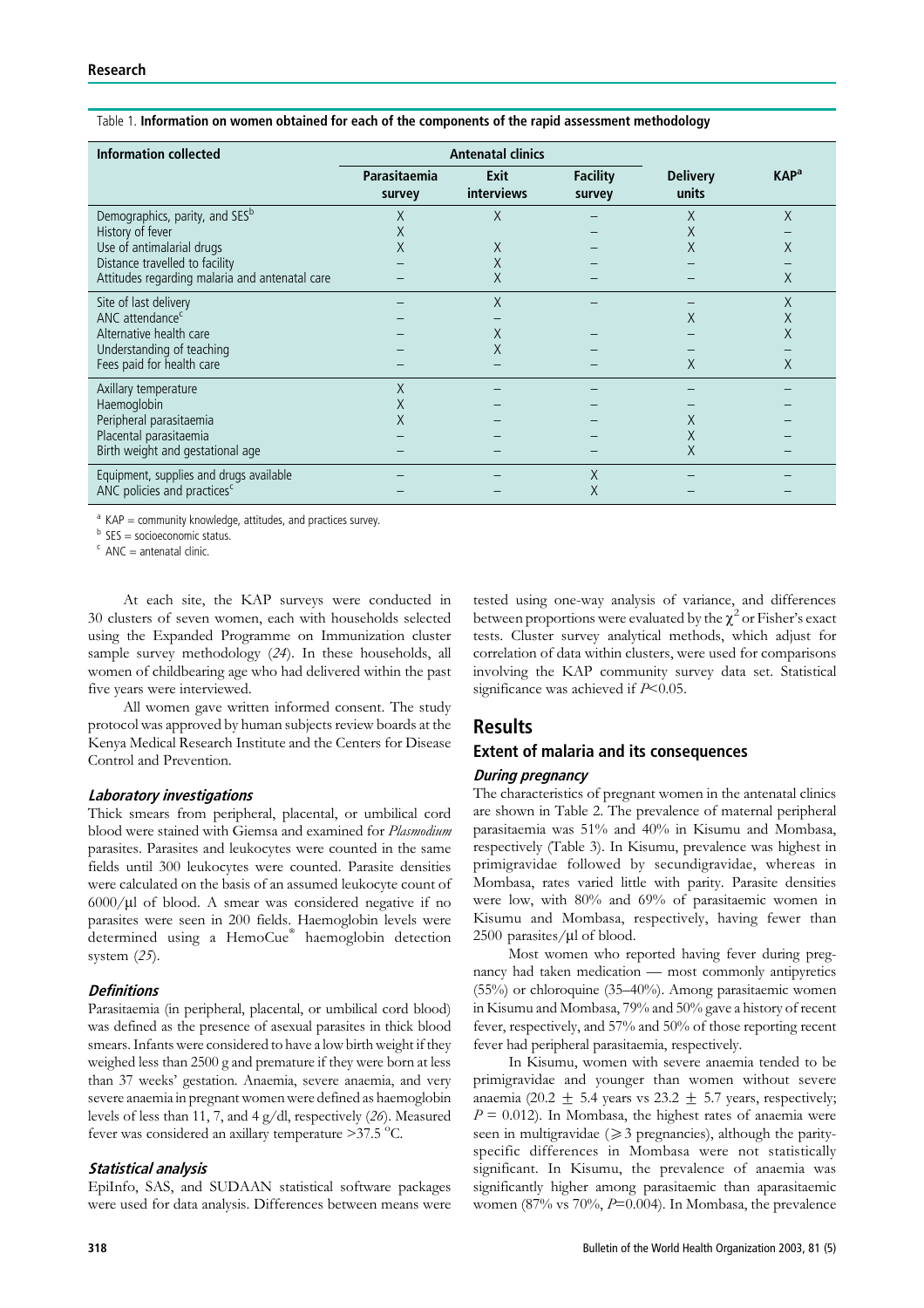Table 1. **Information on women obtained for each of the components of the rapid assessment methodology**

| Information collected | Antenatal clinics | | | Delivery units | KAP[a] |
|---|---|---|---|---|---|
| | Parasitaemia survey | Exit interviews | Facility survey | | |
| Demographics, parity, and SES[b] | X | X | – | X | X |
| History of fever | X | | – | X | – |
| Use of antimalarial drugs | X | X | – | X | X |
| Distance travelled to facility | – | X | – | – | – |
| Attitudes regarding malaria and antenatal care | – | X | – | – | X |
| Site of last delivery | – | X | – | – | X |
| ANC attendance[c] | – | – | | X | X |
| Alternative health care | – | X | – | – | X |
| Understanding of teaching | – | X | – | – | – |
| Fees paid for health care | – | – | – | X | X |
| Axillary temperature | X | – | – | – | – |
| Haemoglobin | X | – | – | – | – |
| Peripheral parasitaemia | X | – | – | X | – |
| Placental parasitaemia | – | – | – | X | – |
| Birth weight and gestational age | – | – | – | X | – |
| Equipment, supplies and drugs available | – | – | X | – | – |
| ANC policies and practices[c] | – | – | X | – | – |

[a] KAP = community knowledge, attitudes, and practices survey.
[b] SES = socioeconomic status.
[c] ANC = antenatal clinic.

At each site, the KAP surveys were conducted in 30 clusters of seven women, each with households selected using the Expanded Programme on Immunization cluster sample survey methodology (*24*). In these households, all women of childbearing age who had delivered within the past five years were interviewed.

All women gave written informed consent. The study protocol was approved by human subjects review boards at the Kenya Medical Research Institute and the Centers for Disease Control and Prevention.

### *Laboratory investigations*

Thick smears from peripheral, placental, or umbilical cord blood were stained with Giemsa and examined for *Plasmodium* parasites. Parasites and leukocytes were counted in the same fields until 300 leukocytes were counted. Parasite densities were calculated on the basis of an assumed leukocyte count of 6000/μl of blood. A smear was considered negative if no parasites were seen in 200 fields. Haemoglobin levels were determined using a HemoCue® haemoglobin detection system (*25*).

### *Definitions*

Parasitaemia (in peripheral, placental, or umbilical cord blood) was defined as the presence of asexual parasites in thick blood smears. Infants were considered to have a low birth weight if they weighed less than 2500 g and premature if they were born at less than 37 weeks' gestation. Anaemia, severe anaemia, and very severe anaemia in pregnant women were defined as haemoglobin levels of less than 11, 7, and 4 g/dl, respectively (*26*). Measured fever was considered an axillary temperature >37.5 °C.

### *Statistical analysis*

EpiInfo, SAS, and SUDAAN statistical software packages were used for data analysis. Differences between means were tested using one-way analysis of variance, and differences between proportions were evaluated by the $\chi^2$ or Fisher's exact tests. Cluster survey analytical methods, which adjust for correlation of data within clusters, were used for comparisons involving the KAP community survey data set. Statistical significance was achieved if $P<0.05$.

## Results

### Extent of malaria and its consequences

#### *During pregnancy*

The characteristics of pregnant women in the antenatal clinics are shown in Table 2. The prevalence of maternal peripheral parasitaemia was 51% and 40% in Kisumu and Mombasa, respectively (Table 3). In Kisumu, prevalence was highest in primigravidae followed by secundigravidae, whereas in Mombasa, rates varied little with parity. Parasite densities were low, with 80% and 69% of parasitaemic women in Kisumu and Mombasa, respectively, having fewer than 2500 parasites/μl of blood.

Most women who reported having fever during pregnancy had taken medication — most commonly antipyretics (55%) or chloroquine (35–40%). Among parasitaemic women in Kisumu and Mombasa, 79% and 50% gave a history of recent fever, respectively, and 57% and 50% of those reporting recent fever had peripheral parasitaemia, respectively.

In Kisumu, women with severe anaemia tended to be primigravidae and younger than women without severe anaemia (20.2 ± 5.4 years vs 23.2 ± 5.7 years, respectively; $P = 0.012$). In Mombasa, the highest rates of anaemia were seen in multigravidae (⩾3 pregnancies), although the parity-specific differences in Mombasa were not statistically significant. In Kisumu, the prevalence of anaemia was significantly higher among parasitaemic than aparasitaemic women (87% vs 70%, $P=0.004$). In Mombasa, the prevalence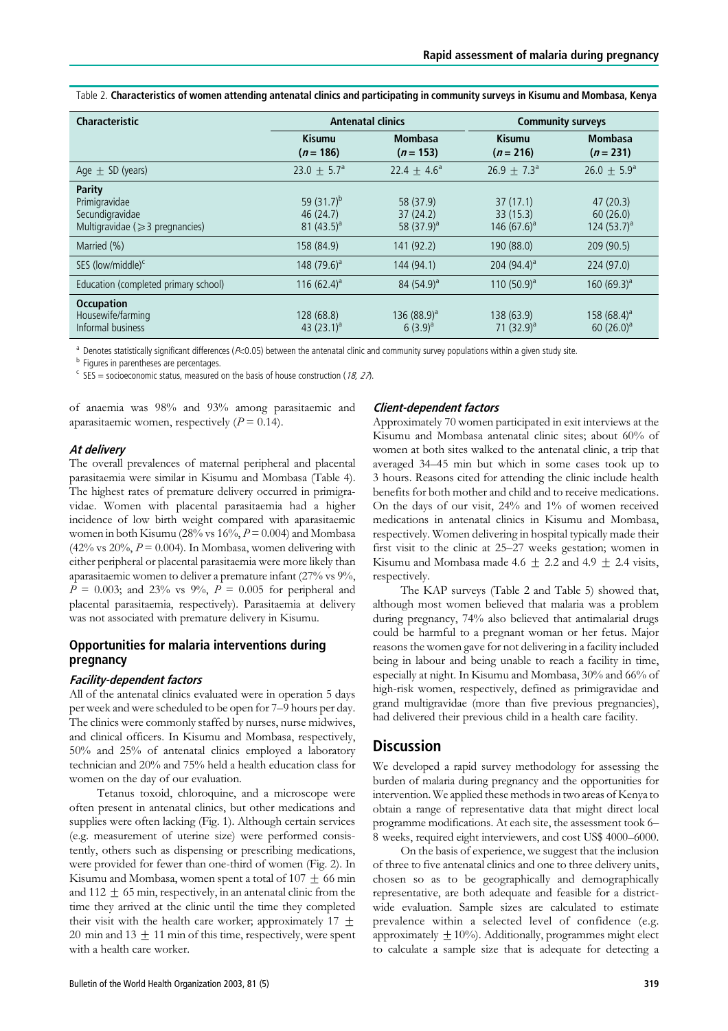Table 2. **Characteristics of women attending antenatal clinics and participating in community surveys in Kisumu and Mombasa, Kenya**

| Characteristic | Antenatal clinics | | Community surveys | |
|---|---|---|---|---|
| | Kisumu ($n = 186$) | Mombasa ($n = 153$) | Kisumu ($n = 216$) | Mombasa ($n = 231$) |
| Age ± SD (years) | 23.0 ± 5.7[a] | 22.4 ± 4.6[a] | 26.9 ± 7.3[a] | 26.0 ± 5.9[a] |
| **Parity** | | | | |
| Primigravidae | 59 (31.7)[b] | 58 (37.9) | 37 (17.1) | 47 (20.3) |
| Secundigravidae | 46 (24.7) | 37 (24.2) | 33 (15.3) | 60 (26.0) |
| Multigravidae (≥3 pregnancies) | 81 (43.5)[a] | 58 (37.9)[a] | 146 (67.6)[a] | 124 (53.7)[a] |
| Married (%) | 158 (84.9) | 141 (92.2) | 190 (88.0) | 209 (90.5) |
| SES (low/middle)[c] | 148 (79.6)[a] | 144 (94.1) | 204 (94.4)[a] | 224 (97.0) |
| Education (completed primary school) | 116 (62.4)[a] | 84 (54.9)[a] | 110 (50.9)[a] | 160 (69.3)[a] |
| **Occupation** | | | | |
| Housewife/farming | 128 (68.8) | 136 (88.9)[a] | 138 (63.9) | 158 (68.4)[a] |
| Informal business | 43 (23.1)[a] | 6 (3.9)[a] | 71 (32.9)[a] | 60 (26.0)[a] |

[a] Denotes statistically significant differences ($P<0.05$) between the antenatal clinic and community survey populations within a given study site.

[b] Figures in parentheses are percentages.

[c] SES = socioeconomic status, measured on the basis of house construction (*18, 27*).

of anaemia was 98% and 93% among parasitaemic and aparasitaemic women, respectively ($P = 0.14$).

### *At delivery*

The overall prevalences of maternal peripheral and placental parasitaemia were similar in Kisumu and Mombasa (Table 4). The highest rates of premature delivery occurred in primigravidae. Women with placental parasitaemia had a higher incidence of low birth weight compared with aparasitaemic women in both Kisumu (28% vs 16%, $P = 0.004$) and Mombasa (42% vs 20%, $P = 0.004$). In Mombasa, women delivering with either peripheral or placental parasitaemia were more likely than aparasitaemic women to deliver a premature infant (27% vs 9%, $P = 0.003$; and 23% vs 9%, $P = 0.005$ for peripheral and placental parasitaemia, respectively). Parasitaemia at delivery was not associated with premature delivery in Kisumu.

## Opportunities for malaria interventions during pregnancy

### *Facility-dependent factors*

All of the antenatal clinics evaluated were in operation 5 days per week and were scheduled to be open for 7–9 hours per day. The clinics were commonly staffed by nurses, nurse midwives, and clinical officers. In Kisumu and Mombasa, respectively, 50% and 25% of antenatal clinics employed a laboratory technician and 20% and 75% held a health education class for women on the day of our evaluation.

Tetanus toxoid, chloroquine, and a microscope were often present in antenatal clinics, but other medications and supplies were often lacking (Fig. 1). Although certain services (e.g. measurement of uterine size) were performed consistently, others such as dispensing or prescribing medications, were provided for fewer than one-third of women (Fig. 2). In Kisumu and Mombasa, women spent a total of 107 ± 66 min and 112 ± 65 min, respectively, in an antenatal clinic from the time they arrived at the clinic until the time they completed their visit with the health care worker; approximately 17 ± 20 min and 13 ± 11 min of this time, respectively, were spent with a health care worker.

### *Client-dependent factors*

Approximately 70 women participated in exit interviews at the Kisumu and Mombasa antenatal clinic sites; about 60% of women at both sites walked to the antenatal clinic, a trip that averaged 34–45 min but which in some cases took up to 3 hours. Reasons cited for attending the clinic include health benefits for both mother and child and to receive medications. On the days of our visit, 24% and 1% of women received medications in antenatal clinics in Kisumu and Mombasa, respectively. Women delivering in hospital typically made their first visit to the clinic at 25–27 weeks gestation; women in Kisumu and Mombasa made 4.6 ± 2.2 and 4.9 ± 2.4 visits, respectively.

The KAP surveys (Table 2 and Table 5) showed that, although most women believed that malaria was a problem during pregnancy, 74% also believed that antimalarial drugs could be harmful to a pregnant woman or her fetus. Major reasons the women gave for not delivering in a facility included being in labour and being unable to reach a facility in time, especially at night. In Kisumu and Mombasa, 30% and 66% of high-risk women, respectively, defined as primigravidae and grand multigravidae (more than five previous pregnancies), had delivered their previous child in a health care facility.

# Discussion

We developed a rapid survey methodology for assessing the burden of malaria during pregnancy and the opportunities for intervention. We applied these methods in two areas of Kenya to obtain a range of representative data that might direct local programme modifications. At each site, the assessment took 6–8 weeks, required eight interviewers, and cost US$ 4000–6000.

On the basis of experience, we suggest that the inclusion of three to five antenatal clinics and one to three delivery units, chosen so as to be geographically and demographically representative, are both adequate and feasible for a district-wide evaluation. Sample sizes are calculated to estimate prevalence within a selected level of confidence (e.g. approximately ±10%). Additionally, programmes might elect to calculate a sample size that is adequate for detecting a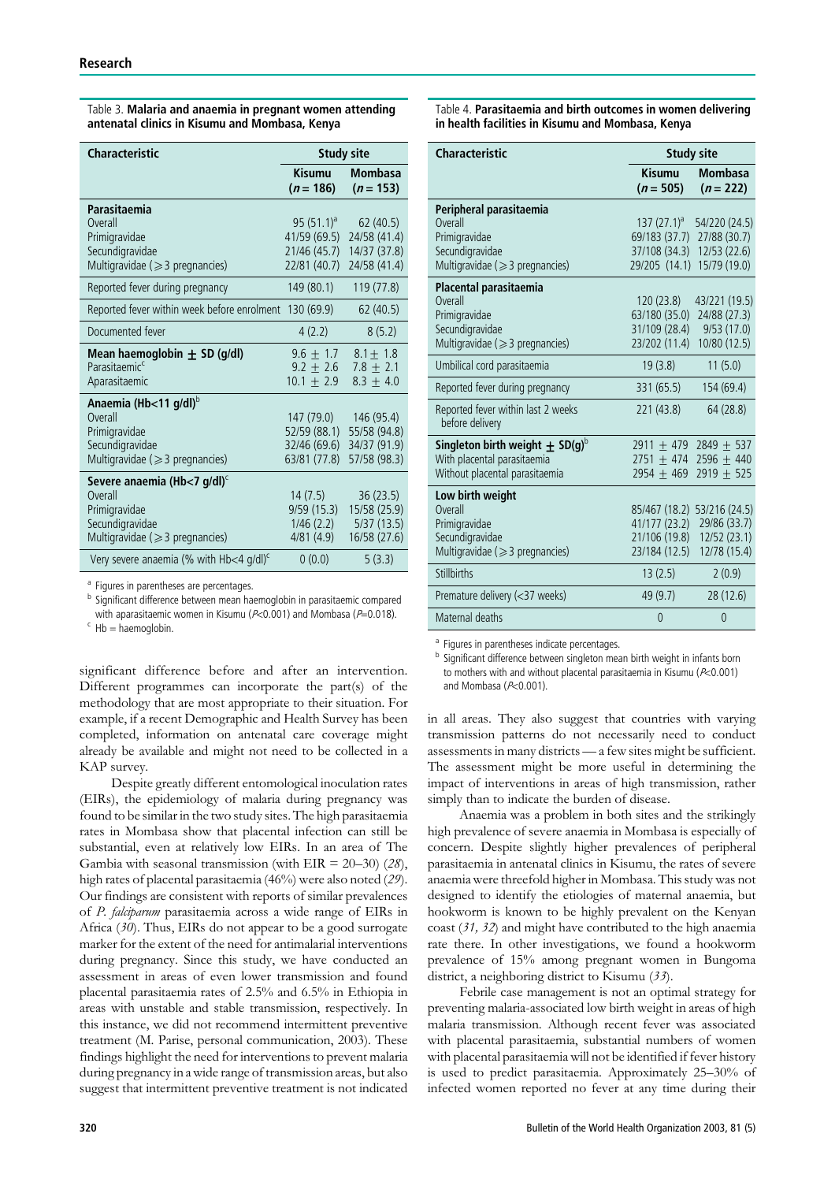Table 3. **Malaria and anaemia in pregnant women attending antenatal clinics in Kisumu and Mombasa, Kenya**

| Characteristic | Study site | |
|---|---|---|
| | Kisumu ($n = 186$) | Mombasa ($n = 153$) |
| **Parasitaemia** | | |
| Overall | 95 (51.1)[a] | 62 (40.5) |
| Primigravidae | 41/59 (69.5) | 24/58 (41.4) |
| Secundigravidae | 21/46 (45.7) | 14/37 (37.8) |
| Multigravidae (≥3 pregnancies) | 22/81 (40.7) | 24/58 (41.4) |
| Reported fever during pregnancy | 149 (80.1) | 119 (77.8) |
| Reported fever within week before enrolment | 130 (69.9) | 62 (40.5) |
| Documented fever | 4 (2.2) | 8 (5.2) |
| **Mean haemoglobin ± SD (g/dl)** | 9.6 ± 1.7 | 8.1 ± 1.8 |
| Parasitaemic[c] | 9.2 ± 2.6 | 7.8 ± 2.1 |
| Aparasitaemic | 10.1 ± 2.9 | 8.3 ± 4.0 |
| **Anaemia (Hb<11 g/dl)**[b] | | |
| Overall | 147 (79.0) | 146 (95.4) |
| Primigravidae | 52/59 (88.1) | 55/58 (94.8) |
| Secundigravidae | 32/46 (69.6) | 34/37 (91.9) |
| Multigravidae (≥3 pregnancies) | 63/81 (77.8) | 57/58 (98.3) |
| **Severe anaemia (Hb<7 g/dl)**[c] | | |
| Overall | 14 (7.5) | 36 (23.5) |
| Primigravidae | 9/59 (15.3) | 15/58 (25.9) |
| Secundigravidae | 1/46 (2.2) | 5/37 (13.5) |
| Multigravidae (≥3 pregnancies) | 4/81 (4.9) | 16/58 (27.6) |
| Very severe anaemia (% with Hb<4 g/dl)[c] | 0 (0.0) | 5 (3.3) |

[a] Figures in parentheses are percentages.
[b] Significant difference between mean haemoglobin in parasitaemic compared with aparasitaemic women in Kisumu ($P$<0.001) and Mombasa ($P$=0.018).
[c] Hb = haemoglobin.

Table 4. **Parasitaemia and birth outcomes in women delivering in health facilities in Kisumu and Mombasa, Kenya**

| Characteristic | Study site | |
|---|---|---|
| | Kisumu ($n = 505$) | Mombasa ($n = 222$) |
| **Peripheral parasitaemia** | | |
| Overall | 137 (27.1)[a] | 54/220 (24.5) |
| Primigravidae | 69/183 (37.7) | 27/88 (30.7) |
| Secundigravidae | 37/108 (34.3) | 12/53 (22.6) |
| Multigravidae (≥3 pregnancies) | 29/205 (14.1) | 15/79 (19.0) |
| **Placental parasitaemia** | | |
| Overall | 120 (23.8) | 43/221 (19.5) |
| Primigravidae | 63/180 (35.0) | 24/88 (27.3) |
| Secundigravidae | 31/109 (28.4) | 9/53 (17.0) |
| Multigravidae (≥3 pregnancies) | 23/202 (11.4) | 10/80 (12.5) |
| Umbilical cord parasitaemia | 19 (3.8) | 11 (5.0) |
| Reported fever during pregnancy | 331 (65.5) | 154 (69.4) |
| Reported fever within last 2 weeks before delivery | 221 (43.8) | 64 (28.8) |
| **Singleton birth weight ± SD(g)**[b] | 2911 ± 479 | 2849 ± 537 |
| With placental parasitaemia | 2751 ± 474 | 2596 ± 440 |
| Without placental parasitaemia | 2954 ± 469 | 2919 ± 525 |
| **Low birth weight** | | |
| Overall | 85/467 (18.2) | 53/216 (24.5) |
| Primigravidae | 41/177 (23.2) | 29/86 (33.7) |
| Secundigravidae | 21/106 (19.8) | 12/52 (23.1) |
| Multigravidae (≥3 pregnancies) | 23/184 (12.5) | 12/78 (15.4) |
| Stillbirths | 13 (2.5) | 2 (0.9) |
| Premature delivery (<37 weeks) | 49 (9.7) | 28 (12.6) |
| Maternal deaths | 0 | 0 |

[a] Figures in parentheses indicate percentages.
[b] Significant difference between singleton mean birth weight in infants born to mothers with and without placental parasitaemia in Kisumu ($P$<0.001) and Mombasa ($P$<0.001).

significant difference before and after an intervention. Different programmes can incorporate the part(s) of the methodology that are most appropriate to their situation. For example, if a recent Demographic and Health Survey has been completed, information on antenatal care coverage might already be available and might not need to be collected in a KAP survey.

Despite greatly different entomological inoculation rates (EIRs), the epidemiology of malaria during pregnancy was found to be similar in the two study sites. The high parasitaemia rates in Mombasa show that placental infection can still be substantial, even at relatively low EIRs. In an area of The Gambia with seasonal transmission (with EIR = 20–30) (*28*), high rates of placental parasitaemia (46%) were also noted (*29*). Our findings are consistent with reports of similar prevalences of *P. falciparum* parasitaemia across a wide range of EIRs in Africa (*30*). Thus, EIRs do not appear to be a good surrogate marker for the extent of the need for antimalarial interventions during pregnancy. Since this study, we have conducted an assessment in areas of even lower transmission and found placental parasitaemia rates of 2.5% and 6.5% in Ethiopia in areas with unstable and stable transmission, respectively. In this instance, we did not recommend intermittent preventive treatment (M. Parise, personal communication, 2003). These findings highlight the need for interventions to prevent malaria during pregnancy in a wide range of transmission areas, but also suggest that intermittent preventive treatment is not indicated in all areas. They also suggest that countries with varying transmission patterns do not necessarily need to conduct assessments in many districts — a few sites might be sufficient. The assessment might be more useful in determining the impact of interventions in areas of high transmission, rather simply than to indicate the burden of disease.

Anaemia was a problem in both sites and the strikingly high prevalence of severe anaemia in Mombasa is especially of concern. Despite slightly higher prevalences of peripheral parasitaemia in antenatal clinics in Kisumu, the rates of severe anaemia were threefold higher in Mombasa. This study was not designed to identify the etiologies of maternal anaemia, but hookworm is known to be highly prevalent on the Kenyan coast (*31, 32*) and might have contributed to the high anaemia rate there. In other investigations, we found a hookworm prevalence of 15% among pregnant women in Bungoma district, a neighboring district to Kisumu (*33*).

Febrile case management is not an optimal strategy for preventing malaria-associated low birth weight in areas of high malaria transmission. Although recent fever was associated with placental parasitaemia, substantial numbers of women with placental parasitaemia will not be identified if fever history is used to predict parasitaemia. Approximately 25–30% of infected women reported no fever at any time during their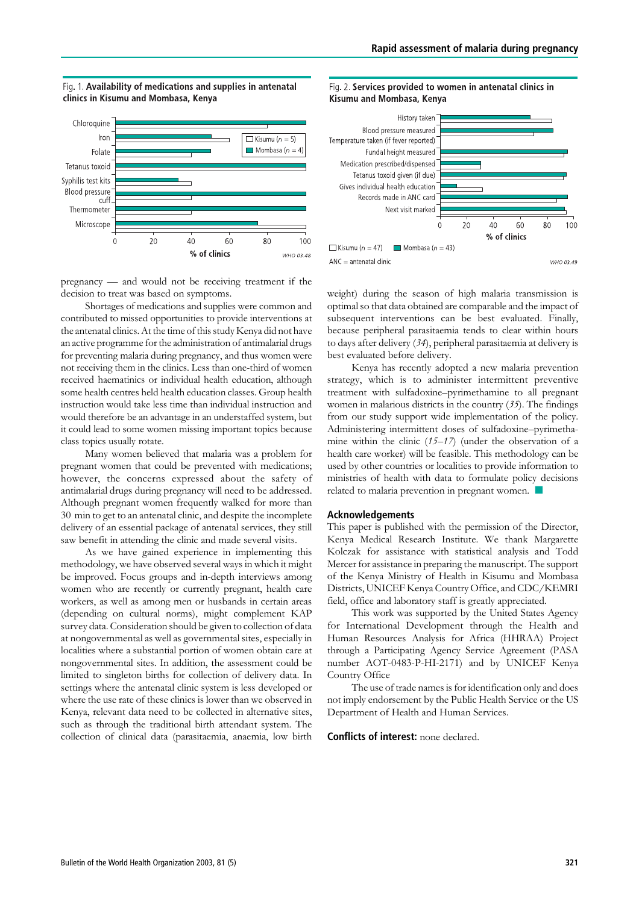Fig. 1. **Availability of medications and supplies in antenatal clinics in Kisumu and Mombasa, Kenya**

Fig. 2. **Services provided to women in antenatal clinics in Kisumu and Mombasa, Kenya**

ANC = antenatal clinic

pregnancy — and would not be receiving treatment if the decision to treat was based on symptoms.

Shortages of medications and supplies were common and contributed to missed opportunities to provide interventions at the antenatal clinics. At the time of this study Kenya did not have an active programme for the administration of antimalarial drugs for preventing malaria during pregnancy, and thus women were not receiving them in the clinics. Less than one-third of women received haematinics or individual health education, although some health centres held health education classes. Group health instruction would take less time than individual instruction and would therefore be an advantage in an understaffed system, but it could lead to some women missing important topics because class topics usually rotate.

Many women believed that malaria was a problem for pregnant women that could be prevented with medications; however, the concerns expressed about the safety of antimalarial drugs during pregnancy will need to be addressed. Although pregnant women frequently walked for more than 30 min to get to an antenatal clinic, and despite the incomplete delivery of an essential package of antenatal services, they still saw benefit in attending the clinic and made several visits.

As we have gained experience in implementing this methodology, we have observed several ways in which it might be improved. Focus groups and in-depth interviews among women who are recently or currently pregnant, health care workers, as well as among men or husbands in certain areas (depending on cultural norms), might complement KAP survey data. Consideration should be given to collection of data at nongovernmental as well as governmental sites, especially in localities where a substantial portion of women obtain care at nongovernmental sites. In addition, the assessment could be limited to singleton births for collection of delivery data. In settings where the antenatal clinic system is less developed or where the use rate of these clinics is lower than we observed in Kenya, relevant data need to be collected in alternative sites, such as through the traditional birth attendant system. The collection of clinical data (parasitaemia, anaemia, low birth weight) during the season of high malaria transmission is optimal so that data obtained are comparable and the impact of subsequent interventions can be best evaluated. Finally, because peripheral parasitaemia tends to clear within hours to days after delivery (*34*), peripheral parasitaemia at delivery is best evaluated before delivery.

Kenya has recently adopted a new malaria prevention strategy, which is to administer intermittent preventive treatment with sulfadoxine–pyrimethamine to all pregnant women in malarious districts in the country (*35*). The findings from our study support wide implementation of the policy. Administering intermittent doses of sulfadoxine–pyrimethamine within the clinic (*15–17*) (under the observation of a health care worker) will be feasible. This methodology can be used by other countries or localities to provide information to ministries of health with data to formulate policy decisions related to malaria prevention in pregnant women. ■

## Acknowledgements

This paper is published with the permission of the Director, Kenya Medical Research Institute. We thank Margarette Kolczak for assistance with statistical analysis and Todd Mercer for assistance in preparing the manuscript. The support of the Kenya Ministry of Health in Kisumu and Mombasa Districts, UNICEF Kenya Country Office, and CDC/KEMRI field, office and laboratory staff is greatly appreciated.

This work was supported by the United States Agency for International Development through the Health and Human Resources Analysis for Africa (HHRAA) Project through a Participating Agency Service Agreement (PASA number AOT-0483-P-HI-2171) and by UNICEF Kenya Country Office

The use of trade names is for identification only and does not imply endorsement by the Public Health Service or the US Department of Health and Human Services.

**Conflicts of interest:** none declared.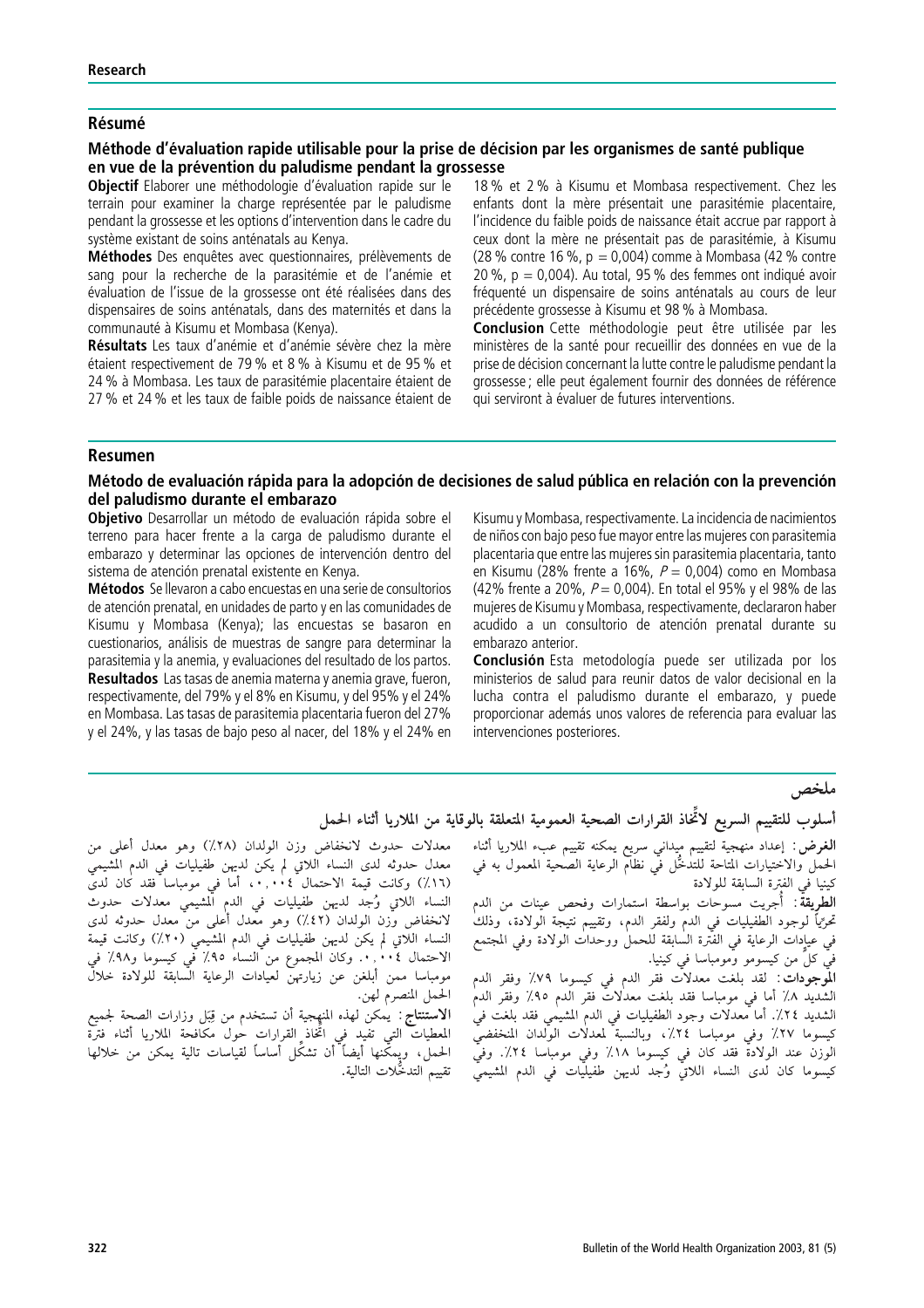## Résumé

### Méthode d'évaluation rapide utilisable pour la prise de décision par les organismes de santé publique en vue de la prévention du paludisme pendant la grossesse

**Objectif** Elaborer une méthodologie d'évaluation rapide sur le terrain pour examiner la charge représentée par le paludisme pendant la grossesse et les options d'intervention dans le cadre du système existant de soins anténatals au Kenya.

**Méthodes** Des enquêtes avec questionnaires, prélèvements de sang pour la recherche de la parasitémie et de l'anémie et évaluation de l'issue de la grossesse ont été réalisées dans des dispensaires de soins anténatals, dans des maternités et dans la communauté à Kisumu et Mombasa (Kenya).

**Résultats** Les taux d'anémie et d'anémie sévère chez la mère étaient respectivement de 79 % et 8 % à Kisumu et de 95 % et 24 % à Mombasa. Les taux de parasitémie placentaire étaient de 27 % et 24 % et les taux de faible poids de naissance étaient de 18 % et 2 % à Kisumu et Mombasa respectivement. Chez les enfants dont la mère présentait une parasitémie placentaire, l'incidence du faible poids de naissance était accrue par rapport à ceux dont la mère ne présentait pas de parasitémie, à Kisumu (28 % contre 16 %, p = 0,004) comme à Mombasa (42 % contre 20 %, p = 0,004). Au total, 95 % des femmes ont indiqué avoir fréquenté un dispensaire de soins anténatals au cours de leur précédente grossesse à Kisumu et 98 % à Mombasa.

**Conclusion** Cette méthodologie peut être utilisée par les ministères de la santé pour recueillir des données en vue de la prise de décision concernant la lutte contre le paludisme pendant la grossesse ; elle peut également fournir des données de référence qui serviront à évaluer de futures interventions.

## Resumen

### Método de evaluación rápida para la adopción de decisiones de salud pública en relación con la prevención del paludismo durante el embarazo

**Objetivo** Desarrollar un método de evaluación rápida sobre el terreno para hacer frente a la carga de paludismo durante el embarazo y determinar las opciones de intervención dentro del sistema de atención prenatal existente en Kenya.

**Métodos** Se llevaron a cabo encuestas en una serie de consultorios de atención prenatal, en unidades de parto y en las comunidades de Kisumu y Mombasa (Kenya); las encuestas se basaron en cuestionarios, análisis de muestras de sangre para determinar la parasitemia y la anemia, y evaluaciones del resultado de los partos.

**Resultados** Las tasas de anemia materna y anemia grave, fueron, respectivamente, del 79% y el 8% en Kisumu, y del 95% y el 24% en Mombasa. Las tasas de parasitemia placentaria fueron del 27% y el 24%, y las tasas de bajo peso al nacer, del 18% y el 24% en Kisumu y Mombasa, respectivamente. La incidencia de nacimientos de niños con bajo peso fue mayor entre las mujeres con parasitemia placentaria que entre las mujeres sin parasitemia placentaria, tanto en Kisumu (28% frente a 16%, $P = 0{,}004$) como en Mombasa (42% frente a 20%, $P = 0{,}004$). En total el 95% y el 98% de las mujeres de Kisumu y Mombasa, respectivamente, declararon haber acudido a un consultorio de atención prenatal durante su embarazo anterior.

**Conclusión** Esta metodología puede ser utilizada por los ministerios de salud para reunir datos de valor decisional en la lucha contra el paludismo durante el embarazo, y puede proporcionar además unos valores de referencia para evaluar las intervenciones posteriores.

## ملخص

### أسلوب للتقييم السريع لاتِّخاذ القرارات الصحية العمومية المتعلقة بالوقاية من الملاريا أثناء الحمل

**الغرض**: إعداد منهجية لتقييم ميداني سريع يمكنه تقييم عبء الملاريا أثناء الحمل والاختيارات المتاحة للتدخُّل في نظام الرعاية الصحية المعمول به في كينيا في الفترة السابقة للولادة

**الطريقة**: أُجريت مسوحات بواسطة استمارات وفحص عينات من الدم تحرِّياً لوجود الطفيليات في الدم ولفقر الدم، وتقييم نتيجة الولادة، وذلك في عيادات الرعاية في الفترة السابقة للحمل ووحدات الولادة وفي المجتمع في كلٍّ من كيسومو وومباسا في كينيا.

**الموجودات**: لقد بلغت معدلات فقر الدم في كيسومو ٧٩٪ وفقر الدم الشديد ٨٪ أما في ومباسا فقد بلغت معدلات فقر الدم ٩٥٪ وفقر الدم الشديد ٢٤٪. أما معدلات وجود الطفيليات في الدم المشيمي فقد بلغت في كيسومو ٢٧٪ وفي ومباسا ٢٤٪، وبالنسبة لمعدلات الولدان المنخفضي الوزن عند الولادة فقد كان في كيسومو ١٨٪ وفي ومباسا ٢٤٪. وفي كيسومو كان لدى النساء اللاتي وُجد لديهن طفيليات في الدم المشيمي معدلات حدوث لانخفاض وزن الولدان (٢٨٪) وهو معدل أعلى من معدل حدوثه لدى النساء اللاتي لم يكن لديهن طفيليات في الدم المشيمي (١٦٪) وكانت قيمة الاحتمال ٠,٠٠٤، أما في ومباسا فقد كان لدى النساء اللاتي وُجد لديهن طفيليات في الدم المشيمي معدلات حدوث لانخفاض وزن الولدان (٤٢٪) وهو معدل أعلى من معدل حدوثه لدى النساء اللاتي لم يكن لديهن طفيليات في الدم المشيمي (٢٠٪) وكانت قيمة الاحتمال ٠,٠٠٤. وكان المجموع من النساء ٩٥٪ في كيسومو و٩٨٪ في ومباسا ممن أبلغن عن زيارتهن لعيادات الرعاية السابقة للولادة خلال الحمل المنصرم لهن.

**الاستنتاج**: يمكن لهذه المنهجية أن تستخدم من قِبَل وزارات الصحة لجميع المعطيات التي تفيد في اتِّخاذ القرارات حول مكافحة الملاريا أثناء فترة الحمل، ويمكنها أيضاً أن تشكِّل أساساً لقياسات تالية يمكن من خلالها تقييم التدخُّلات التالية.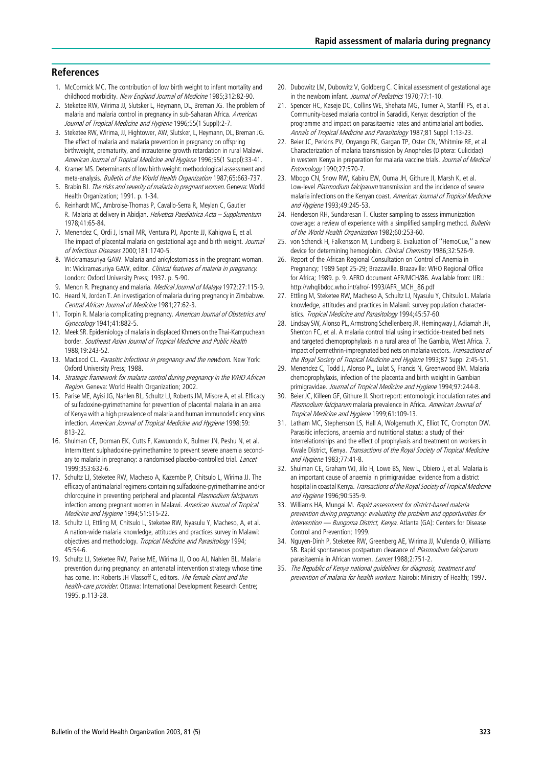## References

1. McCormick MC. The contribution of low birth weight to infant mortality and childhood morbidity. *New England Journal of Medicine* 1985;312:82-90.
2. Steketee RW, Wirima JJ, Slutsker L, Heymann, DL, Breman JG. The problem of malaria and malaria control in pregnancy in sub-Saharan Africa. *American Journal of Tropical Medicine and Hygiene* 1996;55(1 Suppl):2-7.
3. Steketee RW, Wirima, JJ, Hightower, AW, Slutsker, L, Heymann, DL, Breman JG. The effect of malaria and malaria prevention in pregnancy on offspring birthweight, prematurity, and intrauterine growth retardation in rural Malawi. *American Journal of Tropical Medicine and Hygiene* 1996;55(1 Suppl):33-41.
4. Kramer MS. Determinants of low birth weight: methodological assessment and meta-analysis. *Bulletin of the World Health Organization* 1987;65:663-737.
5. Brabin BJ. *The risks and severity of malaria in pregnant women*. Geneva: World Health Organization; 1991. p. 1-34.
6. Reinhardt MC, Ambroise-Thomas P, Cavallo-Serra R, Meylan C, Gautier R. Malaria at delivery in Abidjan. *Helvetica Paediatrica Acta – Supplementum* 1978;41:65-84.
7. Menendez C, Ordi J, Ismail MR, Ventura PJ, Aponte JJ, Kahigwa E, et al. The impact of placental malaria on gestational age and birth weight. *Journal of Infectious Diseases* 2000;181:1740-5.
8. Wickramasuriya GAW. Malaria and ankylostomiasis in the pregnant woman. In: Wickramasuriya GAW, editor. *Clinical features of malaria in pregnancy*. London: Oxford University Press; 1937. p. 5-90.
9. Menon R. Pregnancy and malaria. *Medical Journal of Malaya* 1972;27:115-9.
10. Heard N, Jordan T. An investigation of malaria during pregnancy in Zimbabwe. *Central African Journal of Medicine* 1981;27:62-3.
11. Torpin R. Malaria complicating pregnancy. *American Journal of Obstetrics and Gynecology* 1941;41:882-5.
12. Meek SR. Epidemiology of malaria in displaced Khmers on the Thai-Kampuchean border. *Southeast Asian Journal of Tropical Medicine and Public Health* 1988;19:243-52.
13. MacLeod CL. *Parasitic infections in pregnancy and the newborn*. New York: Oxford University Press; 1988.
14. *Strategic framework for malaria control during pregnancy in the WHO African Region*. Geneva: World Health Organization; 2002.
15. Parise ME, Ayisi JG, Nahlen BL, Schultz LJ, Roberts JM, Misore A, et al. Efficacy of sulfadoxine-pyrimethamine for prevention of placental malaria in an area of Kenya with a high prevalence of malaria and human immunodeficiency virus infection. *American Journal of Tropical Medicine and Hygiene* 1998;59: 813-22.
16. Shulman CE, Dorman EK, Cutts F, Kawuondo K, Bulmer JN, Peshu N, et al. Intermittent sulphadoxine-pyrimethamine to prevent severe anaemia secondary to malaria in pregnancy: a randomised placebo-controlled trial. *Lancet* 1999;353:632-6.
17. Schultz LJ, Steketee RW, Macheso A, Kazembe P, Chitsulo L, Wirima JJ. The efficacy of antimalarial regimens containing sulfadoxine-pyrimethamine and/or chloroquine in preventing peripheral and placental *Plasmodium falciparum* infection among pregnant women in Malawi. *American Journal of Tropical Medicine and Hygiene* 1994;51:515-22.
18. Schultz LJ, Ettling M, Chitsulo L, Steketee RW, Nyasulu Y, Macheso, A, et al. A nation-wide malaria knowledge, attitudes and practices survey in Malawi: objectives and methodology. *Tropical Medicine and Parasitology* 1994; 45:54-6.
19. Schultz LJ, Steketee RW, Parise ME, Wirima JJ, Oloo AJ, Nahlen BL. Malaria prevention during pregnancy: an antenatal intervention strategy whose time has come. In: Roberts JH Vlassoff C, editors. *The female client and the health-care provider*. Ottawa: International Development Research Centre; 1995. p.113-28.
20. Dubowitz LM, Dubowitz V, Goldberg C. Clinical assessment of gestational age in the newborn infant. *Journal of Pediatrics* 1970;77:1-10.
21. Spencer HC, Kaseje DC, Collins WE, Shehata MG, Turner A, Stanfill PS, et al. Community-based malaria control in Saradidi, Kenya: description of the programme and impact on parasitaemia rates and antimalarial antibodies. *Annals of Tropical Medicine and Parasitology* 1987;81 Suppl 1:13-23.
22. Beier JC, Perkins PV, Onyango FK, Gargan TP, Oster CN, Whitmire RE, et al. Characterization of malaria transmission by Anopheles (Diptera: Culicidae) in western Kenya in preparation for malaria vaccine trials. *Journal of Medical Entomology* 1990;27:570-7.
23. Mbogo CN, Snow RW, Kabiru EW, Ouma JH, Githure JI, Marsh K, et al. Low-level *Plasmodium falciparum* transmission and the incidence of severe malaria infections on the Kenyan coast. *American Journal of Tropical Medicine and Hygiene* 1993;49:245-53.
24. Henderson RH, Sundaresan T. Cluster sampling to assess immunization coverage: a review of experience with a simplified sampling method. *Bulletin of the World Health Organization* 1982;60:253-60.
25. von Schenck H, Falkensson M, Lundberg B. Evaluation of ''HemoCue,'' a new device for determining hemoglobin. *Clinical Chemistry* 1986;32:526-9.
26. Report of the African Regional Consultation on Control of Anemia in Pregnancy; 1989 Sept 25-29; Brazzaville. Brazzaville: WHO Regional Office for Africa; 1989. p. 9. AFRO document AFR/MCH/86. Available from: URL: http://whqlibdoc.who.int/afro/-1993/AFR_MCH_86.pdf
27. Ettling M, Steketee RW, Macheso A, Schultz LJ, Nyasulu Y, Chitsulo L. Malaria knowledge, attitudes and practices in Malawi: survey population characteristics. *Tropical Medicine and Parasitology* 1994;45:57-60.
28. Lindsay SW, Alonso PL, Armstrong Schellenberg JR, Hemingway J, Adiamah JH, Shenton FC, et al. A malaria control trial using insecticide-treated bed nets and targeted chemoprophylaxis in a rural area of The Gambia, West Africa. 7. Impact of permethrin-impregnated bed nets on malaria vectors. *Transactions of the Royal Society of Tropical Medicine and Hygiene* 1993;87 Suppl 2:45-51.
29. Menendez C, Todd J, Alonso PL, Lulat S, Francis N, Greenwood BM. Malaria chemoprophylaxis, infection of the placenta and birth weight in Gambian primigravidae. *Journal of Tropical Medicine and Hygiene* 1994;97:244-8.
30. Beier JC, Killeen GF, Githure JI. Short report: entomologic inoculation rates and *Plasmodium falciparum* malaria prevalence in Africa. *American Journal of Tropical Medicine and Hygiene* 1999;61:109-13.
31. Latham MC, Stephenson LS, Hall A, Wolgemuth JC, Elliot TC, Crompton DW. Parasitic infections, anaemia and nutritional status: a study of their interrelationships and the effect of prophylaxis and treatment on workers in Kwale District, Kenya. *Transactions of the Royal Society of Tropical Medicine and Hygiene* 1983;77:41-8.
32. Shulman CE, Graham WJ, Jilo H, Lowe BS, New L, Obiero J, et al. Malaria is an important cause of anaemia in primigravidae: evidence from a district hospital in coastal Kenya. *Transactions of the Royal Society of Tropical Medicine and Hygiene* 1996;90:535-9.
33. Williams HA, Mungai M. *Rapid assessment for district-based malaria prevention during pregnancy: evaluating the problem and opportunities for intervention — Bungoma District, Kenya*. Atlanta (GA): Centers for Disease Control and Prevention; 1999.
34. Nguyen-Dinh P, Steketee RW, Greenberg AE, Wirima JJ, Mulenda O, Williams SB. Rapid spontaneous postpartum clearance of *Plasmodium falciparum* parasitaemia in African women. *Lancet* 1988;2:751-2.
35. *The Republic of Kenya national guidelines for diagnosis, treatment and prevention of malaria for health workers*. Nairobi: Ministry of Health; 1997.